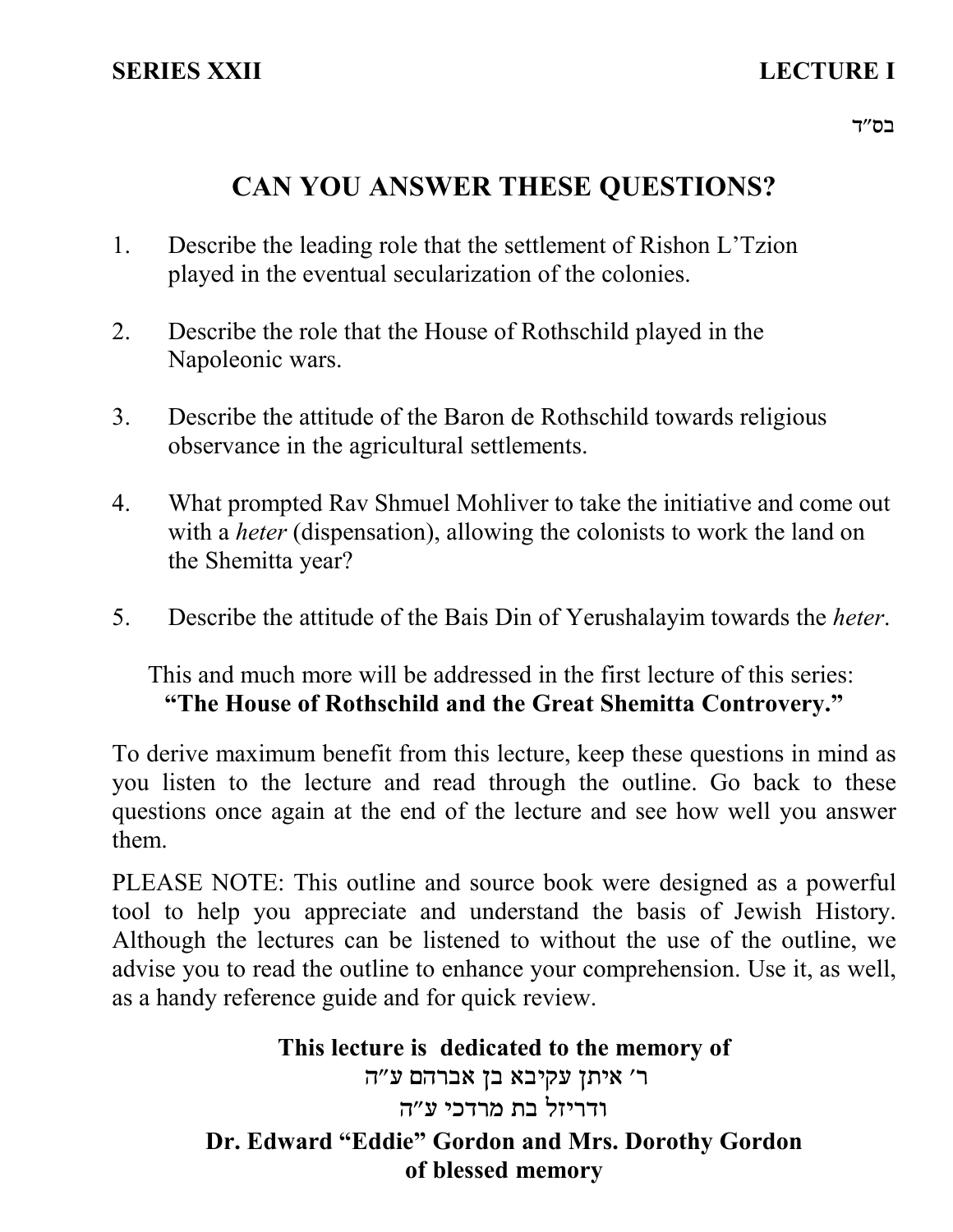**SERIES XXII** **LECTURE I**

בס״ד

# CAN YOU ANSWER THESE QUESTIONS?

1. Describe the leading role that the settlement of Rishon L'Tzion played in the eventual secularization of the colonies.

2. Describe the role that the House of Rothschild played in the Napoleonic wars.

3. Describe the attitude of the Baron de Rothschild towards religious observance in the agricultural settlements.

4. What prompted Rav Shmuel Mohliver to take the initiative and come out with a *heter* (dispensation), allowing the colonists to work the land on the Shemitta year?

5. Describe the attitude of the Bais Din of Yerushalayim towards the *heter*.

This and much more will be addressed in the first lecture of this series:
**"The House of Rothschild and the Great Shemitta Controvery."**

To derive maximum benefit from this lecture, keep these questions in mind as you listen to the lecture and read through the outline. Go back to these questions once again at the end of the lecture and see how well you answer them.

PLEASE NOTE: This outline and source book were designed as a powerful tool to help you appreciate and understand the basis of Jewish History. Although the lectures can be listened to without the use of the outline, we advise you to read the outline to enhance your comprehension. Use it, as well, as a handy reference guide and for quick review.

**This lecture is dedicated to the memory of**
**ר׳ איתן עקיבא בן אברהם ע״ה**
**ודריזל בת מרדכי ע״ה**
**Dr. Edward "Eddie" Gordon and Mrs. Dorothy Gordon**
**of blessed memory**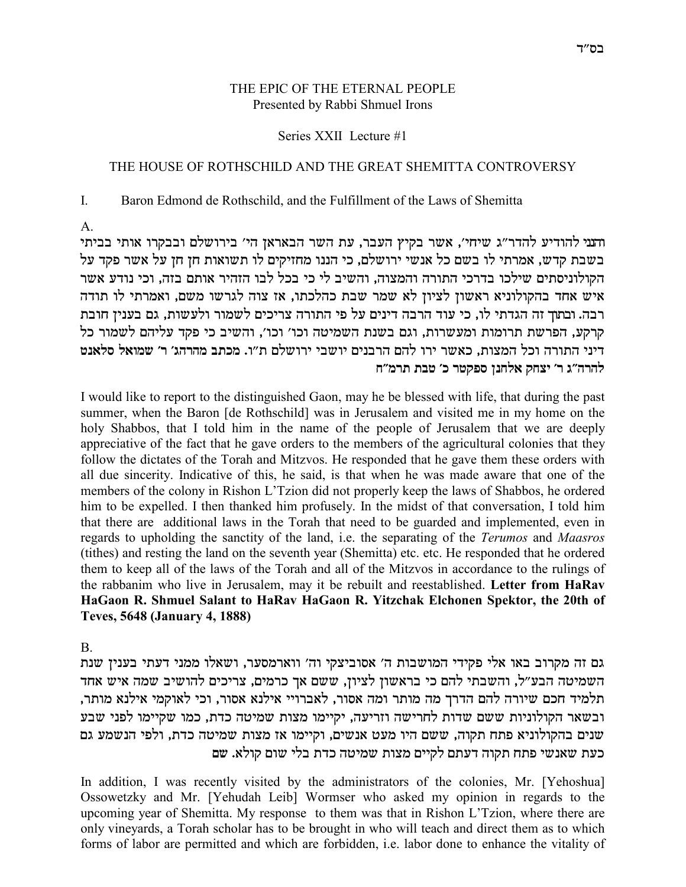בס"ד

THE EPIC OF THE ETERNAL PEOPLE
Presented by Rabbi Shmuel Irons

Series XXII Lecture #1

# THE HOUSE OF ROTHSCHILD AND THE GREAT SHEMITTA CONTROVERSY

## I. Baron Edmond de Rothschild, and the Fulfillment of the Laws of Shemitta

A.

**הנני להודיע להדר"ג שיחי', אשר בקיץ העבר, עת השר הבאראן הי' בירושלם ובבקרו אותי בביתי בשבת קדש, אמרתי לו בשם כל אנשי ירושלם, כי הננו מחזיקים לו תשואות חן חן על אשר פקד על הקולוניסתים שילכו בדרכי התורה והמצוה, והשיב לי כי בכל לבו הזהיר אותם בזה, וכי נודע אשר איש אחד בהקולוניא ראשון לציון לא שמר שבת כהלכתו, אז צוה לגרשו משם, ואמרתי לו תודה רבה. ובתוך זה הגדתי לו, כי עוד הרבה דינים על פי התורה צריכים לשמור ולעשות, גם בענין חובת קרקע, הפרשת תרומות ומעשרות, וגם בשנת השמיטה וכו' וכו', והשיב כי פקד עליהם לשמור כל דיני התורה וכל המצות, כאשר ירו להם הרבנים יושבי ירושלם ת"ו. מכתב מהרהג' ר' שמואל סלאנט להרה"ג ר' יצחק אלחנן ספקטר כ' טבת תרמ"ח**

I would like to report to the distinguished Gaon, may he be blessed with life, that during the past summer, when the Baron [de Rothschild] was in Jerusalem and visited me in my home on the holy Shabbos, that I told him in the name of the people of Jerusalem that we are deeply appreciative of the fact that he gave orders to the members of the agricultural colonies that they follow the dictates of the Torah and Mitzvos. He responded that he gave them these orders with all due sincerity. Indicative of this, he said, is that when he was made aware that one of the members of the colony in Rishon L'Tzion did not properly keep the laws of Shabbos, he ordered him to be expelled. I then thanked him profusely. In the midst of that conversation, I told him that there are additional laws in the Torah that need to be guarded and implemented, even in regards to upholding the sanctity of the land, i.e. the separating of the *Terumos* and *Maasros* (tithes) and resting the land on the seventh year (Shemitta) etc. etc. He responded that he ordered them to keep all of the laws of the Torah and all of the Mitzvos in accordance to the rulings of the rabbanim who live in Jerusalem, may it be rebuilt and reestablished. **Letter from HaRav HaGaon R. Shmuel Salant to HaRav HaGaon R. Yitzchak Elchonen Spektor, the 20th of Teves, 5648 (January 4, 1888)**

B.

**גם זה מקרוב באו אלי פקידי המושבות ה' אסוביצקי וה' ווארמסער, ושאלו ממני דעתי בענין שנת השמיטה הבע"ל, והשבתי להם כי בראשון לציון, ששם אך כרמים, צריכים להושיב שמה איש אחד תלמיד חכם שיורה להם הדרך מה מותר ומה אסור, לאברויי אילנא אסור, וכי לאוקמי אילנא מותר, ובשאר הקולוניות ששם שדות לחרישה וזריעה, יקיימו מצות שמיטה כדת, כמו שקיימו לפני שבע שנים בהקולוניא פתח תקוה, ששם היו מעט אנשים, וקיימו אז מצות שמיטה כדת, ולפי הנשמע גם כעת שאנשי פתח תקוה דעתם לקיים מצות שמיטה כדת בלי שום קולא. שם**

In addition, I was recently visited by the administrators of the colonies, Mr. [Yehoshua] Ossowetzky and Mr. [Yehudah Leib] Wormser who asked my opinion in regards to the upcoming year of Shemitta. My response to them was that in Rishon L'Tzion, where there are only vineyards, a Torah scholar has to be brought in who will teach and direct them as to which forms of labor are permitted and which are forbidden, i.e. labor done to enhance the vitality of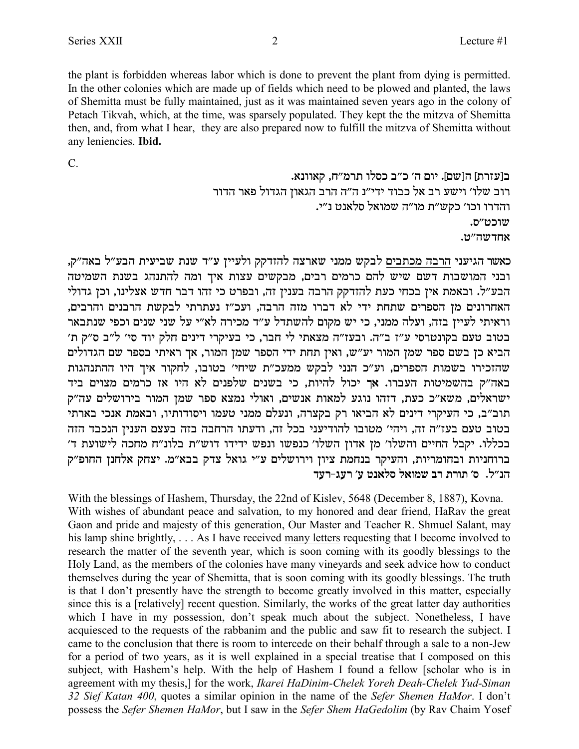the plant is forbidden whereas labor which is done to prevent the plant from dying is permitted. In the other colonies which are made up of fields which need to be plowed and planted, the laws of Shemitta must be fully maintained, just as it was maintained seven years ago in the colony of Petach Tikvah, which, at the time, was sparsely populated. They kept the the mitzva of Shemitta then, and, from what I hear, they are also prepared now to fulfill the mitzva of Shemitta without any leniencies. **Ibid.**

C.

ב[עזרת] ה[שם]. יום ה׳ כ״ב כסלו תרמ״ח, קאוונא.
רוב שלו׳ וישע רב אל כבוד ידי״נ ה״ה הרב הגאון הגדול פאר הדור
והדרו וכו׳ כקש״ת מו״ה שמואל סלאנט נ״י.
שוכט״ס.
אחדשה״ט.

כאשר הגיעני <u>הרבה מכתבים</u> לבקש ממני שארצה להזדקק ולעיין ע״ד שנת שביעית הבע״ל באה״ק, ובני המושבות דשם שיש להם כרמים רבים, מבקשים עצות איך ומה להתנהג בשנת השמיטה הבע״ל. ובאמת אין בכחי כעת להזדקק הרבה בענין זה, ובפרט כי זהו דבר חדש אצלינו, וכן גדולי האחרונים מן הספרים שתחת ידי לא דברו מזה הרבה, ועכ״ז נעתרתי לבקשת הרבנים והרבים, וראיתי לעיין בזה, ועלה ממני, כי יש מקום להשתדל ע״ד מכירה לא״י על שני שנים וכפי שנתבאר בטוב טעם בקונטרסי ע״ז ב״ה. ובעז״ה מצאתי לי חבר, כי בעיקרי דינים חלק יוד סי׳ ל״ב ס״ק ת׳ הביא כן בשם ספר שמן המור יע״ש, ואין תחת ידי הספר שמן המור, אך ראיתי בספר שם הגדולים שהזכירו בשמות הספרים, וע״כ הנני לבקש ממעכ״ת שיחי׳ בטובו, לחקור איך היו ההתנהגות באה״ק בהשמיטות העברו. **אך** יכול להיות, כי בשנים שלפנים לא היו אז כרמים מצוים ביד ישראלים, משא״כ כעת, דזהו נוגע למאות אנשים, ואולי נמצא ספר שמן המור בירושלים עה״ק תובב״א, כי העיקרי דינים לא הביאו רק בקצרה, ונעלם ממני טעמו ויסודותיו, ובאמת אנכי בארתי בטוב טעם בעז״ה זה, ויהי׳ מטובו להודיעני בכל זה, ודעתו הרחבה בזה בעצם הענין הנכבד הזה בכללו. יקבל החיים והשלו׳ מן אדון השלו׳ כנפשו ונפש ידידו דוש״ת בלונ״ח מחכה לישועת ד׳ ברוחניות ובחומריות, והעיקר בנחמת ציון וירושלים ע״י גואל צדק בבא״מ. יצחק אלחנן החופ״ק הנ״ל. **ס׳ תורת רב שמואל סלאנט ע׳ רעג-רעד**

With the blessings of Hashem, Thursday, the 22nd of Kislev, 5648 (December 8, 1887), Kovna. With wishes of abundant peace and salvation, to my honored and dear friend, HaRav the great Gaon and pride and majesty of this generation, Our Master and Teacher R. Shmuel Salant, may his lamp shine brightly, . . . As I have received <u>many letters</u> requesting that I become involved to research the matter of the seventh year, which is soon coming with its goodly blessings to the Holy Land, as the members of the colonies have many vineyards and seek advice how to conduct themselves during the year of Shemitta, that is soon coming with its goodly blessings. The truth is that I don't presently have the strength to become greatly involved in this matter, especially since this is a [relatively] recent question. Similarly, the works of the great latter day authorities which I have in my possession, don't speak much about the subject. Nonetheless, I have acquiesced to the requests of the rabbanim and the public and saw fit to research the subject. I came to the conclusion that there is room to intercede on their behalf through a sale to a non-Jew for a period of two years, as it is well explained in a special treatise that I composed on this subject, with Hashem's help. With the help of Hashem I found a fellow [scholar who is in agreement with my thesis,] for the work, *Ikarei HaDinim-Chelek Yoreh Deah-Chelek Yud-Siman 32 Sief Katan 400*, quotes a similar opinion in the name of the *Sefer Shemen HaMor*. I don't possess the *Sefer Shemen HaMor*, but I saw in the *Sefer Shem HaGedolim* (by Rav Chaim Yosef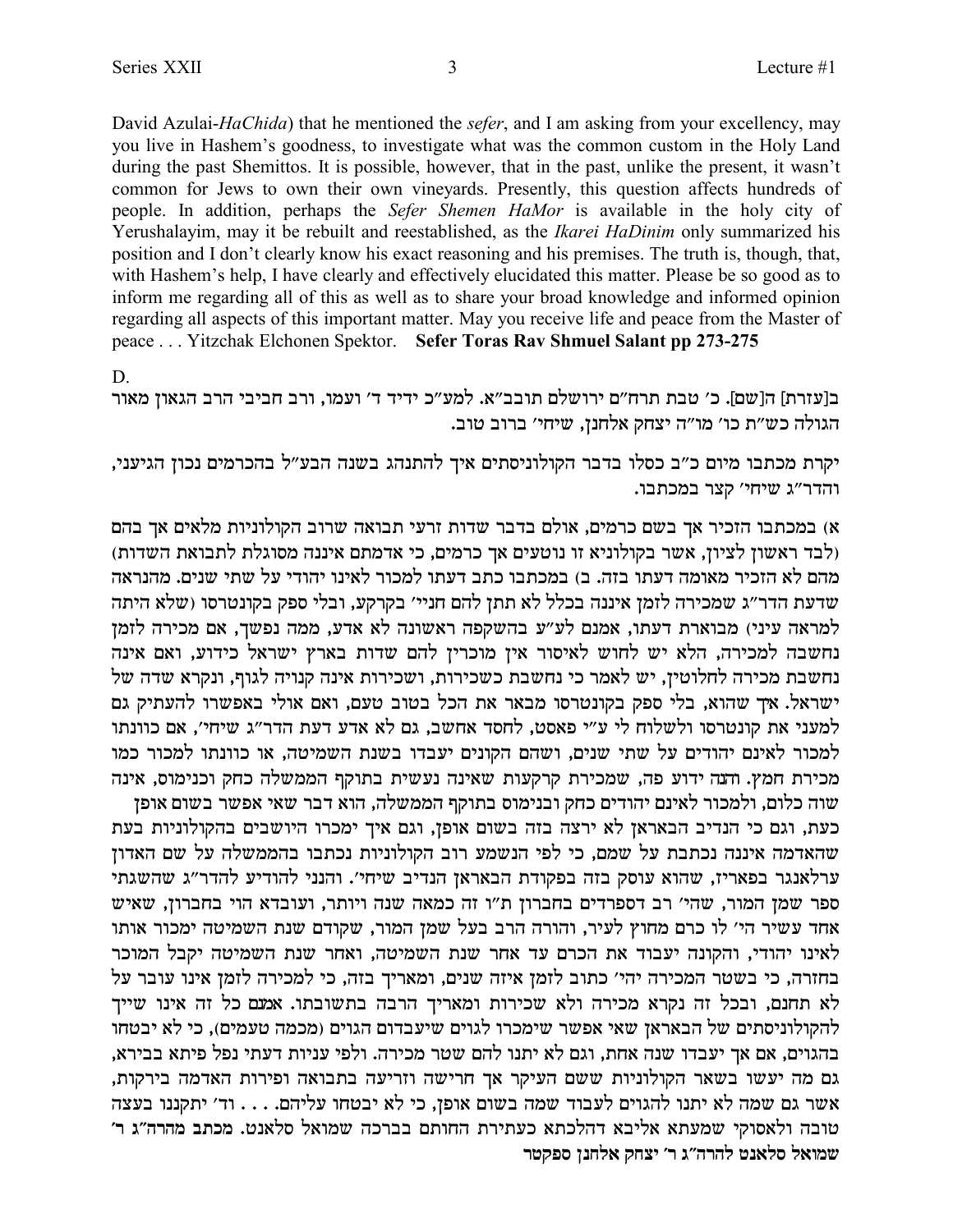David Azulai-*HaChida*) that he mentioned the *sefer*, and I am asking from your excellency, may you live in Hashem's goodness, to investigate what was the common custom in the Holy Land during the past Shemittos. It is possible, however, that in the past, unlike the present, it wasn't common for Jews to own their own vineyards. Presently, this question affects hundreds of people. In addition, perhaps the *Sefer Shemen HaMor* is available in the holy city of Yerushalayim, may it be rebuilt and reestablished, as the *Ikarei HaDinim* only summarized his position and I don't clearly know his exact reasoning and his premises. The truth is, though, that, with Hashem's help, I have clearly and effectively elucidated this matter. Please be so good as to inform me regarding all of this as well as to share your broad knowledge and informed opinion regarding all aspects of this important matter. May you receive life and peace from the Master of peace . . . Yitzchak Elchonen Spektor. **Sefer Toras Rav Shmuel Salant pp 273-275**

D.

ב[עזרת] ה[שם]. כ׳ טבת תרח״ם ירושלם תובב״א. למע״כ ידיד ד׳ ועמו, ורב חביבי הרב הגאון מאור הגולה כש״ת כו׳ מו״ה יצחק אלחנן, שיחי׳ ברוב טוב.

יקרת מכתבו מיום כ״ב כסלו בדבר הקולוניסתים איך להתנהג בשנה הבע״ל בהכרמים נכון הגיעני, והדר״ג שיחי׳ קצר במכתבו.

א) במכתבו הזכיר אך בשם כרמים, אולם בדבר שדות זרעי תבואה שרוב הקולוניות מלאים אך בהם (לבד ראשון לציון, אשר בקולוניא זו נוטעים אך כרמים, כי אדמתם איננה מסוגלת לתבואת השדות) מהם לא הזכיר מאומה דעתו בזה. ב) במכתבו כתב דעתו למכור לאינו יהודי על שתי שנים. מהנראה שדעת הדר״ג שמכירה לזמן איננה בכלל לא תתן להם חניי׳ בקרקע, ובלי ספק בקונטרסו (שלא היתה למראה עיני) מבוארת דעתו, אמנם לע״ע בהשקפה ראשונה לא אדע, ממה נפשך, אם מכירה לזמן נחשבה למכירה, הלא יש לחוש לאיסור אין מוכרין להם שדות בארץ ישראל כידוע, ואם אינה נחשבת מכירה לחלוטין, יש לאמר כי נחשבת כשכירות, ושכירות אינה קניה לגוף, ונקרא שדה של ישראל. איך שהוא, בלי ספק בקונטרסו מבאר את הכל בטוב טעם, ואם אולי באפשרו להעתיק גם למעני את קונטרסו ולשלוח לי ע״י פאסט, לחסד אחשב, גם לא אדע דעת הדר״ג שיחי׳, אם כוונתו למכור לאינם יהודים על שתי שנים, ושהם הקונים יעבדו בשנת השמיטה, או כוונתו למכור כמו מכירת חמץ. הנה ידוע פה, שמכירת קרקעות שאינה נעשית בתוקף הממשלה כחק וכנימוס, אינה שוה כלום, ולמכור לאינם יהודים כחק ובנימוס בתוקף הממשלה, הוא דבר שאי אפשר בשום אופן כעת, וגם כי הנדיב הבאראן לא ירצה בזה בשום אופן, וגם איך ימכרו היושבים בהקולוניות בעת שהאדמה איננה נכתבת על שמם, כי לפי הנשמע רוב הקולוניות נכתבו בהממשלה על שם האדון ערלאנגר בפאריז, שהוא עוסק בזה בפקודת הבאראן הנדיב שיחי׳. והנני להודיע להדר״ג שהשגתי ספר שמן המור, שהי׳ רב דספרדים בחברון ת״ו זה כמאה שנה ויותר, ועובדא הוי בחברון, שאיש אחד עשיר הי׳ לו כרם מחוץ לעיר, והורה הרב בעל שמן המור, שקודם שנת השמיטה ימכור אותו לאינו יהודי, והקונה יעבוד את הכרם עד אחר שנת השמיטה, ואחר שנת השמיטה יקבל המוכר בחזרה, כי בשטר המכירה יהי׳ כתוב לזמן איזה שנים, ומאריך בזה, כי למכירה לזמן אינו עובר על לא תחנם, ובכל זה נקרא מכירה ולא שכירות ומאריך הרבה בתשובתו. אמנם כל זה אינו שייך להקולוניסתים של הבאראן שאי אפשר שימכרו לגוים שיעבדום הגוים (מכמה טעמים), כי לא יבטחו בהגוים, אם אך יעבדו שנה אחת, וגם לא יתנו להם שטר מכירה. ולפי עניות דעתי נפל פיתא בבירא, גם מה יעשו בשאר הקולוניות ששם העיקר אך חרישה וזריעה בתבואה ופירות האדמה בירקות, אשר גם שמה לא יתנו להגוים לעבוד שמה בשום אופן, כי לא יבטחו עליהם. . . . וד׳ יתקננו בעצה טובה ולאסוקי שמעתא אליבא דהלכתא כעתירת החותם בברכה שמואל סלאנט. **מכתב מהרה״ג ר׳ שמואל סלאנט להרה״ג ר׳ יצחק אלחנן ספקטר**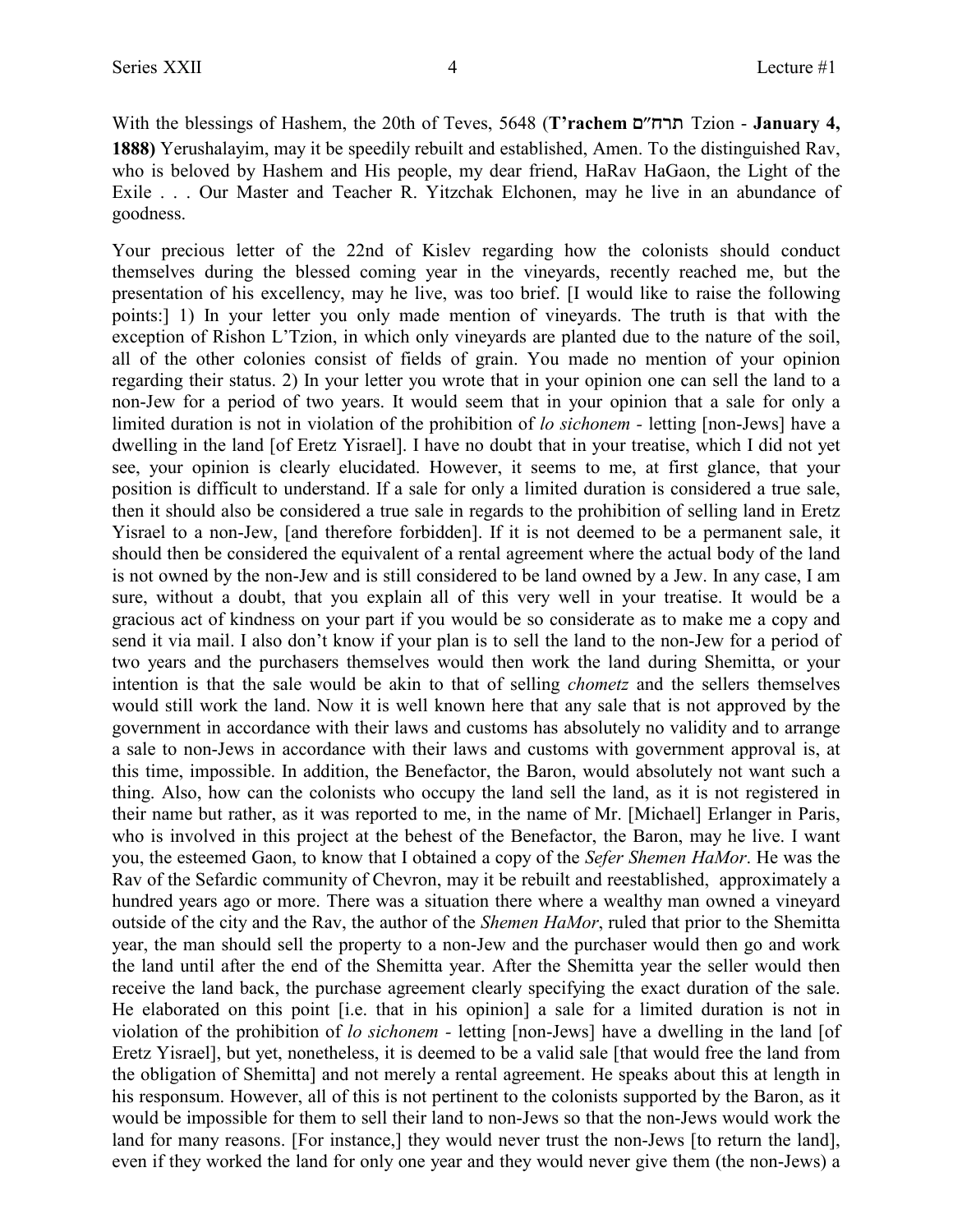With the blessings of Hashem, the 20th of Teves, 5648 (**T'rachem** **תרח״ם** Tzion - **January 4, 1888)** Yerushalayim, may it be speedily rebuilt and established, Amen. To the distinguished Rav, who is beloved by Hashem and His people, my dear friend, HaRav HaGaon, the Light of the Exile . . . Our Master and Teacher R. Yitzchak Elchonen, may he live in an abundance of goodness.

Your precious letter of the 22nd of Kislev regarding how the colonists should conduct themselves during the blessed coming year in the vineyards, recently reached me, but the presentation of his excellency, may he live, was too brief. [I would like to raise the following points:] 1) In your letter you only made mention of vineyards. The truth is that with the exception of Rishon L'Tzion, in which only vineyards are planted due to the nature of the soil, all of the other colonies consist of fields of grain. You made no mention of your opinion regarding their status. 2) In your letter you wrote that in your opinion one can sell the land to a non-Jew for a period of two years. It would seem that in your opinion that a sale for only a limited duration is not in violation of the prohibition of *lo sichonem* - letting [non-Jews] have a dwelling in the land [of Eretz Yisrael]. I have no doubt that in your treatise, which I did not yet see, your opinion is clearly elucidated. However, it seems to me, at first glance, that your position is difficult to understand. If a sale for only a limited duration is considered a true sale, then it should also be considered a true sale in regards to the prohibition of selling land in Eretz Yisrael to a non-Jew, [and therefore forbidden]. If it is not deemed to be a permanent sale, it should then be considered the equivalent of a rental agreement where the actual body of the land is not owned by the non-Jew and is still considered to be land owned by a Jew. In any case, I am sure, without a doubt, that you explain all of this very well in your treatise. It would be a gracious act of kindness on your part if you would be so considerate as to make me a copy and send it via mail. I also don't know if your plan is to sell the land to the non-Jew for a period of two years and the purchasers themselves would then work the land during Shemitta, or your intention is that the sale would be akin to that of selling *chometz* and the sellers themselves would still work the land. Now it is well known here that any sale that is not approved by the government in accordance with their laws and customs has absolutely no validity and to arrange a sale to non-Jews in accordance with their laws and customs with government approval is, at this time, impossible. In addition, the Benefactor, the Baron, would absolutely not want such a thing. Also, how can the colonists who occupy the land sell the land, as it is not registered in their name but rather, as it was reported to me, in the name of Mr. [Michael] Erlanger in Paris, who is involved in this project at the behest of the Benefactor, the Baron, may he live. I want you, the esteemed Gaon, to know that I obtained a copy of the *Sefer Shemen HaMor*. He was the Rav of the Sefardic community of Chevron, may it be rebuilt and reestablished, approximately a hundred years ago or more. There was a situation there where a wealthy man owned a vineyard outside of the city and the Rav, the author of the *Shemen HaMor*, ruled that prior to the Shemitta year, the man should sell the property to a non-Jew and the purchaser would then go and work the land until after the end of the Shemitta year. After the Shemitta year the seller would then receive the land back, the purchase agreement clearly specifying the exact duration of the sale. He elaborated on this point [i.e. that in his opinion] a sale for a limited duration is not in violation of the prohibition of *lo sichonem* - letting [non-Jews] have a dwelling in the land [of Eretz Yisrael], but yet, nonetheless, it is deemed to be a valid sale [that would free the land from the obligation of Shemitta] and not merely a rental agreement. He speaks about this at length in his responsum. However, all of this is not pertinent to the colonists supported by the Baron, as it would be impossible for them to sell their land to non-Jews so that the non-Jews would work the land for many reasons. [For instance,] they would never trust the non-Jews [to return the land], even if they worked the land for only one year and they would never give them (the non-Jews) a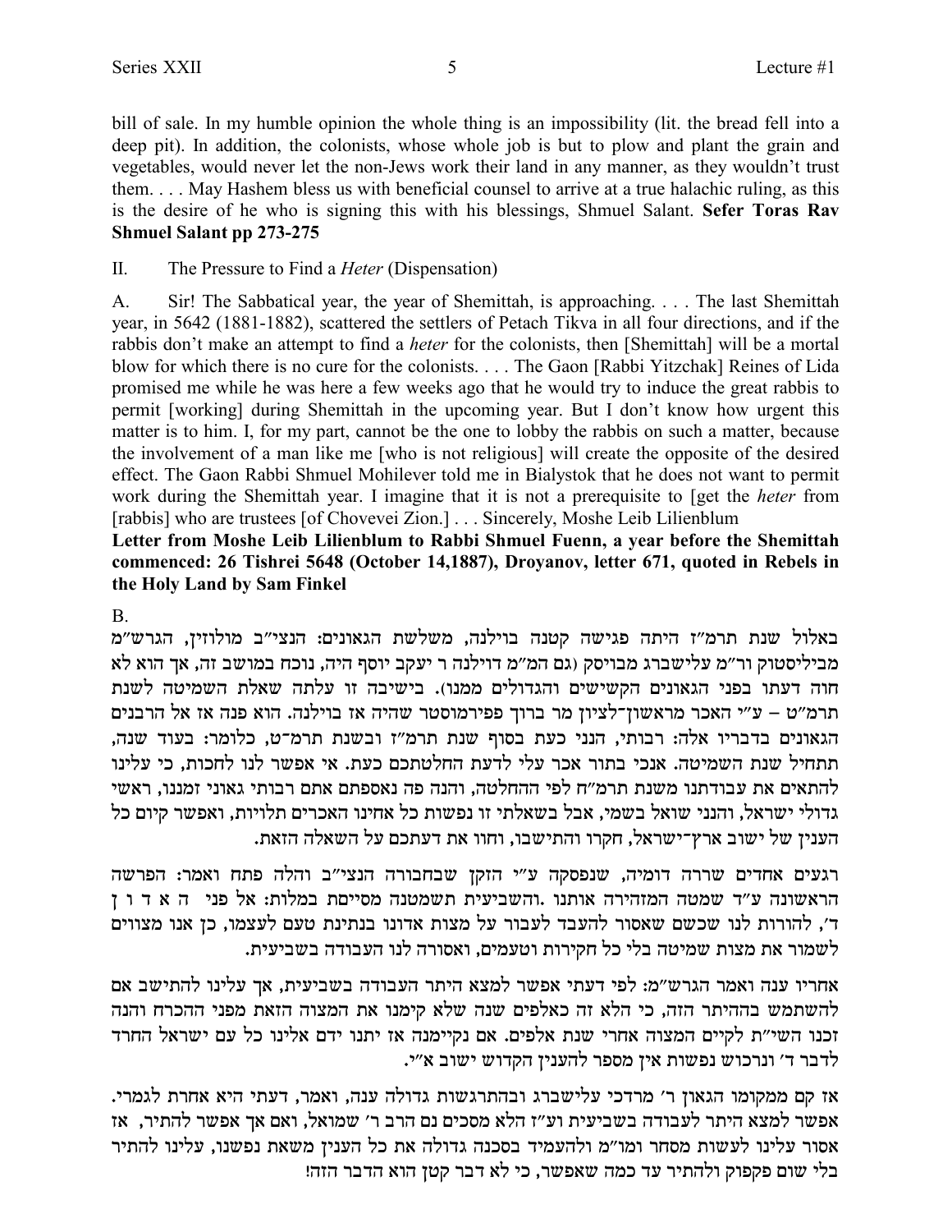bill of sale. In my humble opinion the whole thing is an impossibility (lit. the bread fell into a deep pit). In addition, the colonists, whose whole job is but to plow and plant the grain and vegetables, would never let the non-Jews work their land in any manner, as they wouldn't trust them. . . . May Hashem bless us with beneficial counsel to arrive at a true halachic ruling, as this is the desire of he who is signing this with his blessings, Shmuel Salant. **Sefer Toras Rav Shmuel Salant pp 273-275**

II. The Pressure to Find a *Heter* (Dispensation)

A. Sir! The Sabbatical year, the year of Shemittah, is approaching. . . . The last Shemittah year, in 5642 (1881-1882), scattered the settlers of Petach Tikva in all four directions, and if the rabbis don't make an attempt to find a *heter* for the colonists, then [Shemittah] will be a mortal blow for which there is no cure for the colonists. . . . The Gaon [Rabbi Yitzchak] Reines of Lida promised me while he was here a few weeks ago that he would try to induce the great rabbis to permit [working] during Shemittah in the upcoming year. But I don't know how urgent this matter is to him. I, for my part, cannot be the one to lobby the rabbis on such a matter, because the involvement of a man like me [who is not religious] will create the opposite of the desired effect. The Gaon Rabbi Shmuel Mohilever told me in Bialystok that he does not want to permit work during the Shemittah year. I imagine that it is not a prerequisite to [get the *heter* from [rabbis] who are trustees [of Chovevei Zion.] . . . Sincerely, Moshe Leib Lilienblum

**Letter from Moshe Leib Lilienblum to Rabbi Shmuel Fuenn, a year before the Shemittah commenced: 26 Tishrei 5648 (October 14,1887), Droyanov, letter 671, quoted in Rebels in the Holy Land by Sam Finkel**

B.

באלול שנת תרמ"ז היתה פגישה קטנה בוילנה, משלשת הגאונים: הנצי"ב מולוזין, הגרש"מ מביליסטוק ור"מ עלישברג מבויסק (גם המ"מ דוילנה ר יעקב יוסף היה, נוכח במושב זה, אך הוא לא חוה דעתו בפני הגאונים הקשישים והגדולים ממנו). בישיבה זו עלתה שאלת השמיטה לשנת תרמ"ט – ע"י האכר מראשון־לציון מר ברוך פפירמוסטר שהיה אז בוילנה. הוא פנה אז אל הרבנים הגאונים בדבריו אלה: רבותי, הנני כעת בסוף שנת תרמ"ז ובשנת תרמ־ט, כלומר: בעוד שנה, תתחיל שנת השמיטה. אנכי בתור אכר עלי לדעת החלטתכם כעת. אי אפשר לנו לחכות, כי עלינו להתאים את עבודתנו משנת תרמ"ח לפי ההחלטה, והנה פה נאספתם אתם רבותי גאוני זמננו, ראשי גדולי ישראל, והנני שואל בשמי, אבל בשאלתי זו נפשות כל אחינו האכרים תלויות, ואפשר קיום כל הענין של ישוב ארץ־ישראל, חקרו והתישבו, וחוו את דעתכם על השאלה הזאת.

רגעים אחדים שררה דומיה, שנפסקה ע"י הזקן שבחבורה הנצי"ב והלה פתח ואמר: הפרשה הראשונה ע"ד שמטה המזהירה אותנו .והשביעית תשמטנה מסיימת במלות: אל פני ה א ד ו ן ד', להורות לנו שכשם שאסור להעבד לעבור על מצות אדונו בנתינת טעם לעצמו, כן אנו מצווים לשמור את מצות שמיטה בלי כל חקירות וטעמים, ואסורה לנו העבודה בשביעית.

אחריו ענה ואמר הגרש"מ: לפי דעתי אפשר למצא היתר העבודה בשביעית, אך עלינו להתישב אם להשתמש בההיתר הזה, כי הלא זה כאלפים שנה שלא קימנו את המצוה הזאת מפני ההכרח והנה זכנו השי"ת לקיים המצוה אחרי שנת אלפים. אם נקיימנה אז יתנו ידם אלינו כל עם ישראל החרד לדבר ד' ונרכוש נפשות אין מספר להענין הקדוש ישוב א"י.

אז קם ממקומו הגאון ר' מרדכי עלישברג ובהתרגשות גדולה ענה, ואמר, דעתי היא אחרת לגמרי. אפשר למצא היתר לעבודה בשביעית וע"ז הלא מסכים גם הרב ר' שמואל, ואם אך אפשר להתיר, אז אסור עלינו לעשות מסחר ומו"מ ולהעמיד בסכנה גדולה את כל הענין משאת נפשנו, עלינו להתיר בלי שום פקפוק ולהתיר עד כמה שאפשר, כי לא דבר קטן הוא הדבר הזה!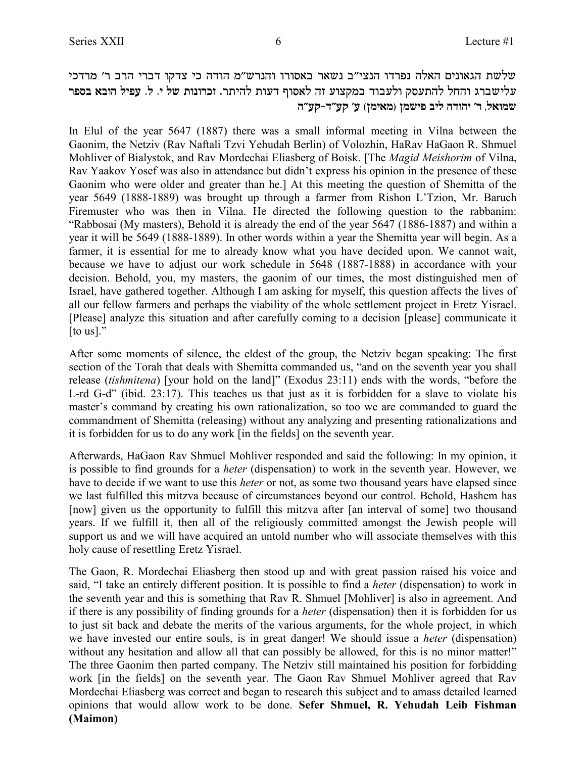שלשת הגאונים האלה נפרדו הנצי"ב נשאר באסורו והנרש"מ הודה כי צדקו דברי הרב ר' מרדכי עלישברג והחל להתעסק ולעבוד במקצוע זה לאסוף דעות להיתר. **זכרונות של י. ל. עפיל הובא בספר שמואל, ר' יהודה ליב פישמן (מאימן) ע' קע"ד-קע"ה**

In Elul of the year 5647 (1887) there was a small informal meeting in Vilna between the Gaonim, the Netziv (Rav Naftali Tzvi Yehudah Berlin) of Volozhin, HaRav HaGaon R. Shmuel Mohliver of Bialystok, and Rav Mordechai Eliasberg of Boisk. [The *Magid Meishorim* of Vilna, Rav Yaakov Yosef was also in attendance but didn't express his opinion in the presence of these Gaonim who were older and greater than he.] At this meeting the question of Shemitta of the year 5649 (1888-1889) was brought up through a farmer from Rishon L'Tzion, Mr. Baruch Firemuster who was then in Vilna. He directed the following question to the rabbanim: "Rabbosai (My masters), Behold it is already the end of the year 5647 (1886-1887) and within a year it will be 5649 (1888-1889). In other words within a year the Shemitta year will begin. As a farmer, it is essential for me to already know what you have decided upon. We cannot wait, because we have to adjust our work schedule in 5648 (1887-1888) in accordance with your decision. Behold, you, my masters, the gaonim of our times, the most distinguished men of Israel, have gathered together. Although I am asking for myself, this question affects the lives of all our fellow farmers and perhaps the viability of the whole settlement project in Eretz Yisrael. [Please] analyze this situation and after carefully coming to a decision [please] communicate it [to us]."

After some moments of silence, the eldest of the group, the Netziv began speaking: The first section of the Torah that deals with Shemitta commanded us, "and on the seventh year you shall release (*tishmitena*) [your hold on the land]" (Exodus 23:11) ends with the words, "before the L-rd G-d" (ibid. 23:17). This teaches us that just as it is forbidden for a slave to violate his master's command by creating his own rationalization, so too we are commanded to guard the commandment of Shemitta (releasing) without any analyzing and presenting rationalizations and it is forbidden for us to do any work [in the fields] on the seventh year.

Afterwards, HaGaon Rav Shmuel Mohliver responded and said the following: In my opinion, it is possible to find grounds for a *heter* (dispensation) to work in the seventh year. However, we have to decide if we want to use this *heter* or not, as some two thousand years have elapsed since we last fulfilled this mitzva because of circumstances beyond our control. Behold, Hashem has [now] given us the opportunity to fulfill this mitzva after [an interval of some] two thousand years. If we fulfill it, then all of the religiously committed amongst the Jewish people will support us and we will have acquired an untold number who will associate themselves with this holy cause of resettling Eretz Yisrael.

The Gaon, R. Mordechai Eliasberg then stood up and with great passion raised his voice and said, "I take an entirely different position. It is possible to find a *heter* (dispensation) to work in the seventh year and this is something that Rav R. Shmuel [Mohliver] is also in agreement. And if there is any possibility of finding grounds for a *heter* (dispensation) then it is forbidden for us to just sit back and debate the merits of the various arguments, for the whole project, in which we have invested our entire souls, is in great danger! We should issue a *heter* (dispensation) without any hesitation and allow all that can possibly be allowed, for this is no minor matter!" The three Gaonim then parted company. The Netziv still maintained his position for forbidding work [in the fields] on the seventh year. The Gaon Rav Shmuel Mohliver agreed that Rav Mordechai Eliasberg was correct and began to research this subject and to amass detailed learned opinions that would allow work to be done. **Sefer Shmuel, R. Yehudah Leib Fishman (Maimon)**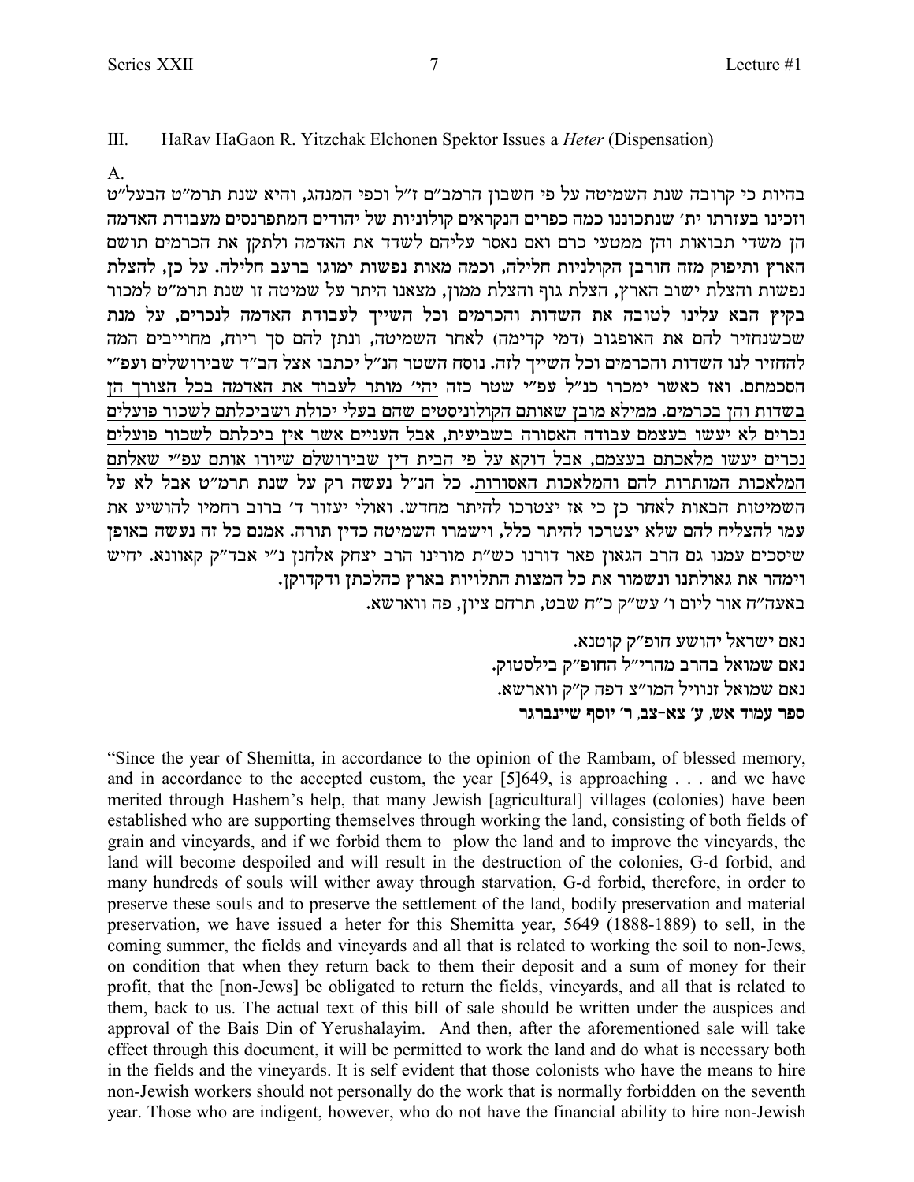III. HaRav HaGaon R. Yitzchak Elchonen Spektor Issues a *Heter* (Dispensation)

A.

בהיות כי קרובה שנת השמיטה על פי חשבון הרמב"ם ז"ל וכפי המנהג, והיא שנת תרמ"ט הבעל"ט וזכינו בעזרתו ית' שנתכוננו כמה כפרים הנקראים קולוניות של יהודים המתפרנסים מעבודת האדמה הן משדי תבואות והן ממטעי כרם ואם נאסר עליהם לשדד את האדמה ולתקן את הכרמים תושם הארץ ותיפוק מזה חורבן הקולניות חלילה, וכמה מאות נפשות ימוגו ברעב חלילה. על כן, להצלת נפשות והצלת ישוב הארץ, הצלת גוף והצלת ממון, מצאנו היתר על שמיטה זו שנת תרמ"ט למכור בקיץ הבא עלינו לטובה את השדות והכרמים וכל השייך לעבודת האדמה לנכרים, על מנת שכשנחזיר להם את האופגוב (דמי קדימה) לאחר השמיטה, ונתן להם סך ריוח, מחוייבים המה להחזיר לנו השדות והכרמים וכל השייך לזה. נוסח השטר הנ"ל יכתבו אצל הב"ד שבירושלים ועפ"י הסכמתם. ואז כאשר ימכרו כנ"ל עפ"י שטר כזה <u>יהי' מותר לעבוד את האדמה בכל הצורך הן בשדות והן בכרמים. ממילא מובן שאותם הקולוניסטים שהם בעלי יכולת ושביכלתם לשכור פועלים נכרים לא יעשו בעצמם עבודה האסורה בשביעית, אבל העניים אשר אין ביכלתם לשכור פועלים נכרים יעשו מלאכתם בעצמם, אבל דוקא על פי הבית דין שבירושלם שיורו אותם עפ"י שאלתם המלאכות המותרות להם והמלאכות האסורות</u>. כל הנ"ל נעשה רק על שנת תרמ"ט אבל לא על השמיטות הבאות לאחר כן כי אז יצטרכו להיתר מחדש. ואולי יעזור ד' ברוב רחמיו להושיע את עמו להצליח להם שלא יצטרכו להיתר כלל, וישמרו השמיטה כדין תורה. אמנם כל זה נעשה באופן שיסכים עמנו גם הרב הגאון פאר דורנו כש"ת מורינו הרב יצחק אלחנן נ"י אבד"ק קאוונא. יחיש וימהר את גאולתנו ונשמור את כל המצות התלויות בארץ כהלכתן ודקדוקן.

באעה"ח אור ליום ו' עש"ק כ"ח שבט, תרחם ציון, פה ווארשא.

נאם ישראל יהושע חופ"ק קוטנא.
נאם שמואל בהרב מהרי"ל החופ"ק בילסטוק.
נאם שמואל זנוויל המו"צ דפה ק"ק ווארשא.
**ספר עמוד אש, ע' צא-צב, ר' יוסף שיינברגר**

"Since the year of Shemitta, in accordance to the opinion of the Rambam, of blessed memory, and in accordance to the accepted custom, the year [5]649, is approaching . . . and we have merited through Hashem's help, that many Jewish [agricultural] villages (colonies) have been established who are supporting themselves through working the land, consisting of both fields of grain and vineyards, and if we forbid them to plow the land and to improve the vineyards, the land will become despoiled and will result in the destruction of the colonies, G-d forbid, and many hundreds of souls will wither away through starvation, G-d forbid, therefore, in order to preserve these souls and to preserve the settlement of the land, bodily preservation and material preservation, we have issued a heter for this Shemitta year, 5649 (1888-1889) to sell, in the coming summer, the fields and vineyards and all that is related to working the soil to non-Jews, on condition that when they return back to them their deposit and a sum of money for their profit, that the [non-Jews] be obligated to return the fields, vineyards, and all that is related to them, back to us. The actual text of this bill of sale should be written under the auspices and approval of the Bais Din of Yerushalayim. And then, after the aforementioned sale will take effect through this document, it will be permitted to work the land and do what is necessary both in the fields and the vineyards. It is self evident that those colonists who have the means to hire non-Jewish workers should not personally do the work that is normally forbidden on the seventh year. Those who are indigent, however, who do not have the financial ability to hire non-Jewish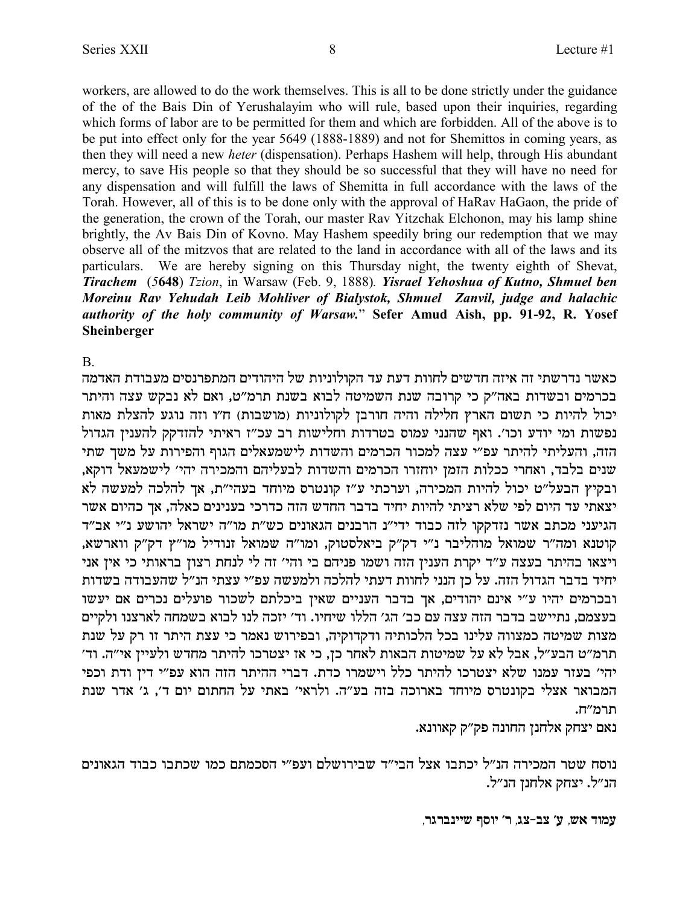workers, are allowed to do the work themselves. This is all to be done strictly under the guidance of the of the Bais Din of Yerushalayim who will rule, based upon their inquiries, regarding which forms of labor are to be permitted for them and which are forbidden. All of the above is to be put into effect only for the year 5649 (1888-1889) and not for Shemittos in coming years, as then they will need a new *heter* (dispensation). Perhaps Hashem will help, through His abundant mercy, to save His people so that they should be so successful that they will have no need for any dispensation and will fulfill the laws of Shemitta in full accordance with the laws of the Torah. However, all of this is to be done only with the approval of HaRav HaGaon, the pride of the generation, the crown of the Torah, our master Rav Yitzchak Elchonon, may his lamp shine brightly, the Av Bais Din of Kovno. May Hashem speedily bring our redemption that we may observe all of the mitzvos that are related to the land in accordance with all of the laws and its particulars. We are hereby signing on this Thursday night, the twenty eighth of Shevat, ***Tirachem*** (*5***648**) *Tzion*, in Warsaw (Feb. 9, 1888). ***Yisrael Yehoshua of Kutno, Shmuel ben Moreinu Rav Yehudah Leib Mohliver of Bialystok, Shmuel Zanvil, judge and halachic authority of the holy community of Warsaw.*** " **Sefer Amud Aish, pp. 91-92, R. Yosef Sheinberger**

B.

כאשר נדרשתי זה איזה חדשים לחוות דעת עד הקולוניות של היהודים המתפרנסים מעבודת האדמה בכרמים ובשדות באה"ק כי קרובה שנת השמיטה לבוא בשנת תרמ"ט, ואם לא נבקש עצה והיתר יכול להיות כי תשום הארץ חלילה והיה חורבן לקולוניות (מושבות) ח"ו וזה נוגע להצלת מאות נפשות ומי יודע וכו'. ואף שהנני עמוס בטרדות וחלישות רב עכ"ז ראיתי להזדקק להענין הגדול הזה, והעליתי להיתר עפ"י עצה למכור הכרמים והשדות לישמעאלים הגוף והפירות על משך שתי שנים בלבד, ואחרי כלות הזמן יוחזרו הכרמים והשדות לבעליהם והמכירה יהי' לישמעאל דוקא, ובקיץ הבעל"ט יכול להיות המכירה, וערכתי ע"ז קונטרס מיוחד בעהי"ת, אך להלכה למעשה לא יצאתי עד היום לפי שלא רציתי להיות יחיד בדבר החדש הזה כדרכי בענינים כאלה, אך כהיום אשר הגיעני מכתב אשר נזדקקו לזה כבוד ידי"נ הרבנים הגאונים כש"ת מו"ה ישראל יהושע נ"י אב"ד קוטנא ומה"ר שמואל מוהליבר נ"י דק"ק ביאלסטוק, ומו"ה שמואל זנודיל מו"ץ דק"ק ווארשא, ויצאו בהיתר בעצה ע"ד יקרת הענין הזה ושמו פניהם בי והי' זה לי לנחת רצון בראותי כי אין אני יחיד בדבר הגדול הזה. על כן הנני לחוות דעתי להלכה ולמעשה עפ"י עצתי הנ"ל שהעבודה בשדות ובכרמים יהיו ע"י אינם יהודים, אך בדבר העניים שאין ביכלתם לשכור פועלים נכרים אם יעשו בעצמם, נתיישב בדבר הזה עצה עם כב' הג' הללו שיחיו. וד' יזכה לנו לבוא בשמחה לארצנו ולקיים מצות שמיטה כמצווה עלינו בכל הלכותיה ודקדוקיה, ובפירוש נאמר כי עצת היתר זו רק על שנת תרמ"ט הבעל"ל, אבל לא על שמיטות הבאות לאחר כן, כי אז יצטרכו להיתר מחדש ולעיין אי"ה. וד' יהי' בעזר עמנו שלא יצטרכו להיתר כלל וישמרו כדת. דברי ההיתר הזה הוא עפ"י דין ודת וכפי המבואר אצלי בקונטרס מיוחד בארוכה בזה בע"ה. ולראי' באתי על החתום יום ד', ג' אדר שנת תרמ"ח.

נאם יצחק אלחנן החונה פק"ק קאוונא.

נוסח שטר המכירה הנ"ל יכתבו אצל הבי"ד שבירושלם ועפ"י הסכמתם כמו שכתבו כבוד הגאונים הנ"ל. יצחק אלחנן הנ"ל.

**עמוד אש, ע' צב-צג, ר' יוסף שיינברגר,**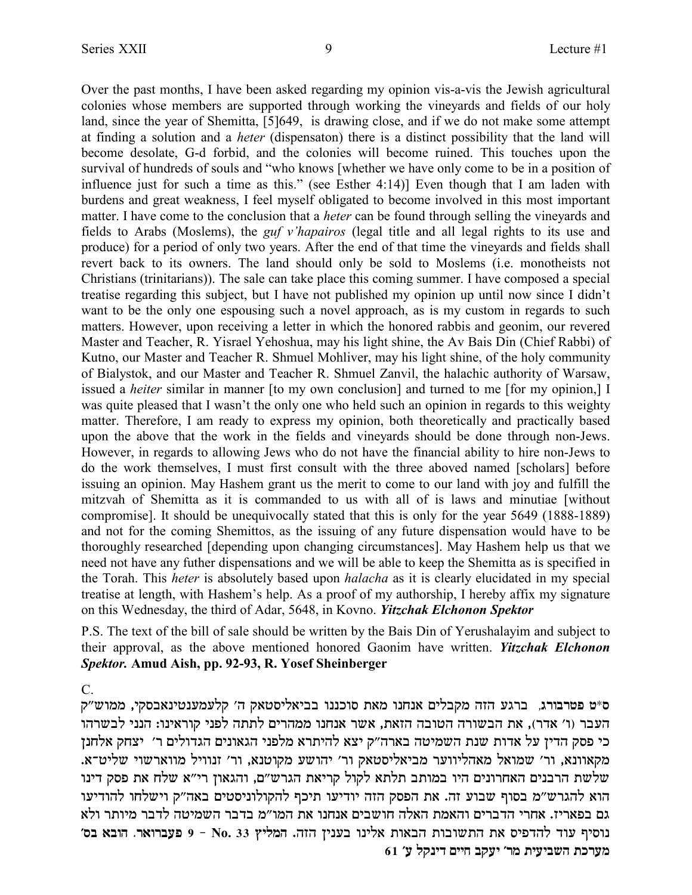Over the past months, I have been asked regarding my opinion vis-a-vis the Jewish agricultural colonies whose members are supported through working the vineyards and fields of our holy land, since the year of Shemitta, [5]649, is drawing close, and if we do not make some attempt at finding a solution and a *heter* (dispensaton) there is a distinct possibility that the land will become desolate, G-d forbid, and the colonies will become ruined. This touches upon the survival of hundreds of souls and "who knows [whether we have only come to be in a position of influence just for such a time as this." (see Esther 4:14)] Even though that I am laden with burdens and great weakness, I feel myself obligated to become involved in this most important matter. I have come to the conclusion that a *heter* can be found through selling the vineyards and fields to Arabs (Moslems), the *guf v'hapairos* (legal title and all legal rights to its use and produce) for a period of only two years. After the end of that time the vineyards and fields shall revert back to its owners. The land should only be sold to Moslems (i.e. monotheists not Christians (trinitarians)). The sale can take place this coming summer. I have composed a special treatise regarding this subject, but I have not published my opinion up until now since I didn't want to be the only one espousing such a novel approach, as is my custom in regards to such matters. However, upon receiving a letter in which the honored rabbis and geonim, our revered Master and Teacher, R. Yisrael Yehoshua, may his light shine, the Av Bais Din (Chief Rabbi) of Kutno, our Master and Teacher R. Shmuel Mohliver, may his light shine, of the holy community of Bialystok, and our Master and Teacher R. Shmuel Zanvil, the halachic authority of Warsaw, issued a *heiter* similar in manner [to my own conclusion] and turned to me [for my opinion,] I was quite pleased that I wasn't the only one who held such an opinion in regards to this weighty matter. Therefore, I am ready to express my opinion, both theoretically and practically based upon the above that the work in the fields and vineyards should be done through non-Jews. However, in regards to allowing Jews who do not have the financial ability to hire non-Jews to do the work themselves, I must first consult with the three aboved named [scholars] before issuing an opinion. May Hashem grant us the merit to come to our land with joy and fulfill the mitzvah of Shemitta as it is commanded to us with all of is laws and minutiae [without compromise]. It should be unequivocally stated that this is only for the year 5649 (1888-1889) and not for the coming Shemittos, as the issuing of any future dispensation would have to be thoroughly researched [depending upon changing circumstances]. May Hashem help us that we need not have any futher dispensations and we will be able to keep the Shemitta as is specified in the Torah. This *heter* is absolutely based upon *halacha* as it is clearly elucidated in my special treatise at length, with Hashem's help. As a proof of my authorship, I hereby affix my signature on this Wednesday, the third of Adar, 5648, in Kovno. ***Yitzchak Elchonon Spektor***

P.S. The text of the bill of sale should be written by the Bais Din of Yerushalayim and subject to their approval, as the above mentioned honored Gaonim have written. ***Yitzchak Elchonon Spektor.*** **Amud Aish, pp. 92-93, R. Yosef Sheinberger**

C.

**ס\*ט פטרבורג**, ברגע הזה מקבלים אנחנו מאת סוכננו בביאליסטאק ה' קלעמענטינאבסקי, ממוש"ק העבר (ו' אדר), את הבשורה הטובה הזאת, אשר אנחנו ממהרים לתתה לפני קוראינו: הנני לבשרהו כי פסק הדין על אדות שנת השמיטה באה"ק יצא להיתרא מלפני הגאונים הגדולים ר' יצחק אלחנן מקאוונא, ור' שמואל מאהליוועד מביאליסטאק ור' יהושע מקוטנא, ור' זנוויל מווארשוי שליט"א. שלשת הרבנים האחרונים היו במותב תלתא לקול קריאת הגרש"ם, והגאון ריי"א שלח את פסק דינו הוא להגרש"מ בסוף שבוע זה. את הפסק הזה יודיעו תיכף להקולוניסטים באה"ק וישלחו להודיעו גם בפאריז. אחרי הדברים והאמת האלה חושבים אנחנו את המו"מ בדבר השמיטה לדבר מיותר ולא נוסיף עוד להדפיס את התשובות הבאות אלינו בענין הזה. **המליץ No. 33 - 9 פעברואר. הובא בס' מערכת השביעית מר' יעקב חיים דינקל ע' 61**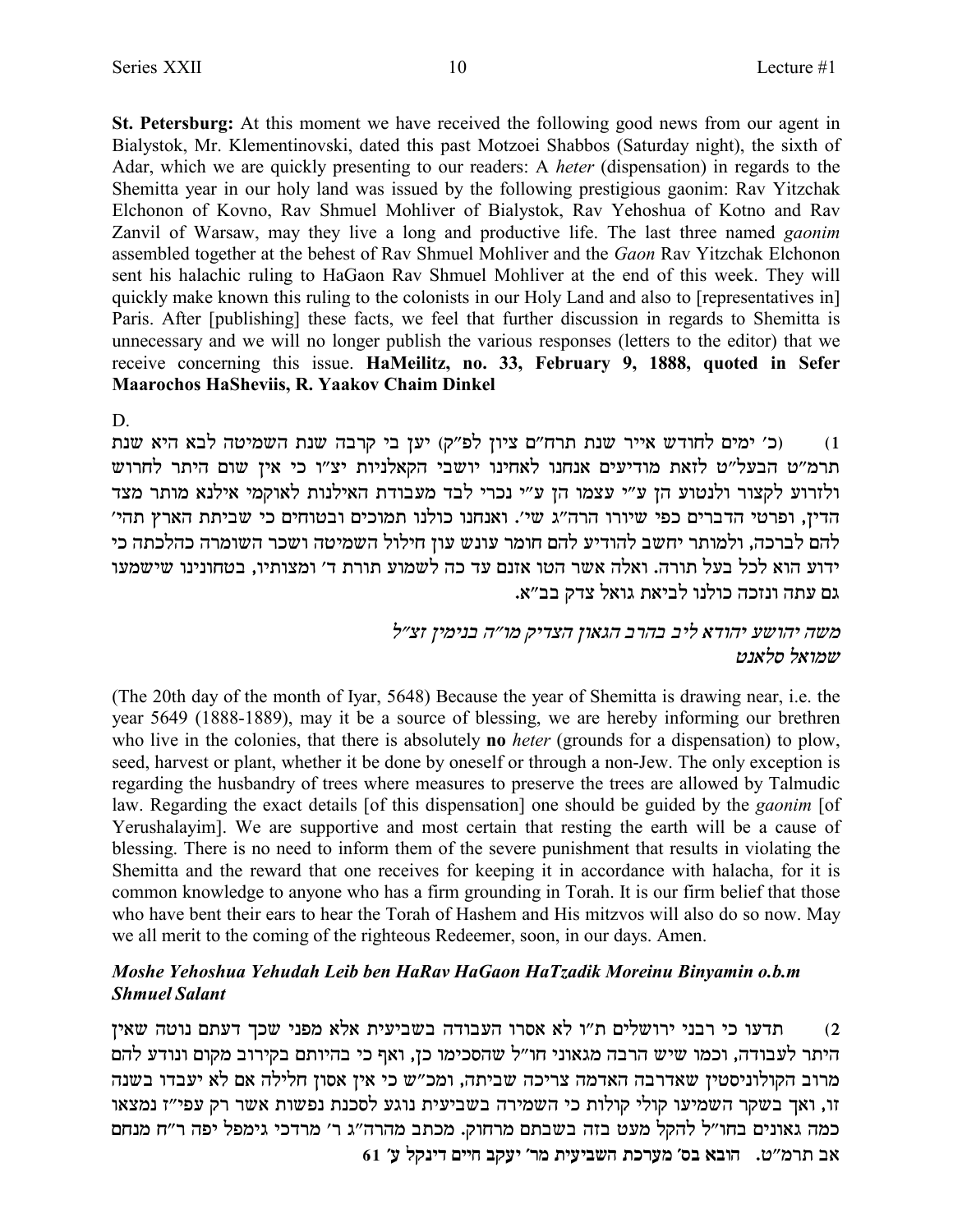**St. Petersburg:** At this moment we have received the following good news from our agent in Bialystok, Mr. Klementinovski, dated this past Motzoei Shabbos (Saturday night), the sixth of Adar, which we are quickly presenting to our readers: A *heter* (dispensation) in regards to the Shemitta year in our holy land was issued by the following prestigious gaonim: Rav Yitzchak Elchonon of Kovno, Rav Shmuel Mohliver of Bialystok, Rav Yehoshua of Kotno and Rav Zanvil of Warsaw, may they live a long and productive life. The last three named *gaonim* assembled together at the behest of Rav Shmuel Mohliver and the *Gaon* Rav Yitzchak Elchonon sent his halachic ruling to HaGaon Rav Shmuel Mohliver at the end of this week. They will quickly make known this ruling to the colonists in our Holy Land and also to [representatives in] Paris. After [publishing] these facts, we feel that further discussion in regards to Shemitta is unnecessary and we will no longer publish the various responses (letters to the editor) that we receive concerning this issue. **HaMeilitz, no. 33, February 9, 1888, quoted in Sefer Maarochos HaSheviis, R. Yaakov Chaim Dinkel**

D.

1) (כ' ימים לחודש אייר שנת תרח"ם ציון לפ"ק) יען כי קרבה שנת השמיטה לבא היא שנת תרמ"ט הבעל"ט לזאת מודיעים אנחנו לאחינו יושבי הקאלניות יצ"ו כי אין שום היתר לחרוש ולזרוע לקצור ולנטוע הן ע"י עצמו הן ע"י נכרי לבד מעבודת האילנות לאוקמי אילנא מותר מצד הדין, ופרטי הדברים כפי שיורו הרה"ג שי'. ואנחנו כולנו תמוכים ובטוחים כי שביתת הארץ תהי' להם לברכה, ולמותר יחשב להודיע להם חומר עונש עון חילול השמיטה ושכר השומרה כהלכתה כי ידוע הוא לכל בעל תורה. ואלה אשר הטו אזנם עד כה לשמוע תורת ד' ומצותיו, בטחונינו שישמעו גם עתה ונזכה כולנו לביאת גואל צדק בב"א.

*משה יהושע יהודא ליב בהרב הגאון הצדיק מו"ה בנימין זצ"ל*
*שמואל סלאנט*

(The 20th day of the month of Iyar, 5648) Because the year of Shemitta is drawing near, i.e. the year 5649 (1888-1889), may it be a source of blessing, we are hereby informing our brethren who live in the colonies, that there is absolutely **no** *heter* (grounds for a dispensation) to plow, seed, harvest or plant, whether it be done by oneself or through a non-Jew. The only exception is regarding the husbandry of trees where measures to preserve the trees are allowed by Talmudic law. Regarding the exact details [of this dispensation] one should be guided by the *gaonim* [of Yerushalayim]. We are supportive and most certain that resting the earth will be a cause of blessing. There is no need to inform them of the severe punishment that results in violating the Shemitta and the reward that one receives for keeping it in accordance with halacha, for it is common knowledge to anyone who has a firm grounding in Torah. It is our firm belief that those who have bent their ears to hear the Torah of Hashem and His mitzvos will also do so now. May we all merit to the coming of the righteous Redeemer, soon, in our days. Amen.

***Moshe Yehoshua Yehudah Leib ben HaRav HaGaon HaTzadik Moreinu Binyamin o.b.m Shmuel Salant***

2) תדעו כי רבני ירושלים ת"ו לא אסרו העבודה בשביעית אלא מפני שכך דעתם נוטה שאין היתר לעבודה, וכמו שיש הרבה מגאוני חו"ל שהסכימו כן, ואף כי בהיותם בקירוב מקום ונודע להם מרוב הקולוניסטין שאדרבה האדמה צריכה שביתה, ומכ"ש כי אין אסון חלילה אם לא יעבדו בשנה זו, ואך בשקר השמיעו קולי קולות כי השמירה בשביעית נוגע לסכנת נפשות אשר רק עפי"ז נמצאו כמה גאונים בחו"ל להקל מעט בזה בשבתם מרחוק. מכתב מהרה"ג ר' מרדכי גימפל יפה ר"ח מנחם אב תרמ"ט. **הובא בס' מערכת השביעית מר' יעקב חיים דינקל ע' 61**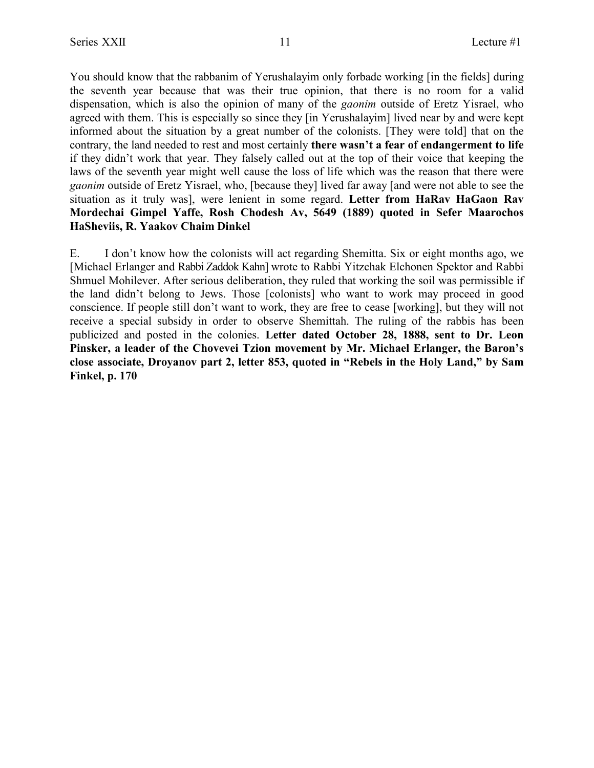You should know that the rabbanim of Yerushalayim only forbade working [in the fields] during the seventh year because that was their true opinion, that there is no room for a valid dispensation, which is also the opinion of many of the *gaonim* outside of Eretz Yisrael, who agreed with them. This is especially so since they [in Yerushalayim] lived near by and were kept informed about the situation by a great number of the colonists. [They were told] that on the contrary, the land needed to rest and most certainly **there wasn't a fear of endangerment to life** if they didn't work that year. They falsely called out at the top of their voice that keeping the laws of the seventh year might well cause the loss of life which was the reason that there were *gaonim* outside of Eretz Yisrael, who, [because they] lived far away [and were not able to see the situation as it truly was], were lenient in some regard. **Letter from HaRav HaGaon Rav Mordechai Gimpel Yaffe, Rosh Chodesh Av, 5649 (1889) quoted in Sefer Maarochos HaSheviis, R. Yaakov Chaim Dinkel**

E. I don't know how the colonists will act regarding Shemitta. Six or eight months ago, we [Michael Erlanger and Rabbi Zaddok Kahn] wrote to Rabbi Yitzchak Elchonen Spektor and Rabbi Shmuel Mohilever. After serious deliberation, they ruled that working the soil was permissible if the land didn't belong to Jews. Those [colonists] who want to work may proceed in good conscience. If people still don't want to work, they are free to cease [working], but they will not receive a special subsidy in order to observe Shemittah. The ruling of the rabbis has been publicized and posted in the colonies. **Letter dated October 28, 1888, sent to Dr. Leon Pinsker, a leader of the Chovevei Tzion movement by Mr. Michael Erlanger, the Baron's close associate, Droyanov part 2, letter 853, quoted in "Rebels in the Holy Land," by Sam Finkel, p. 170**